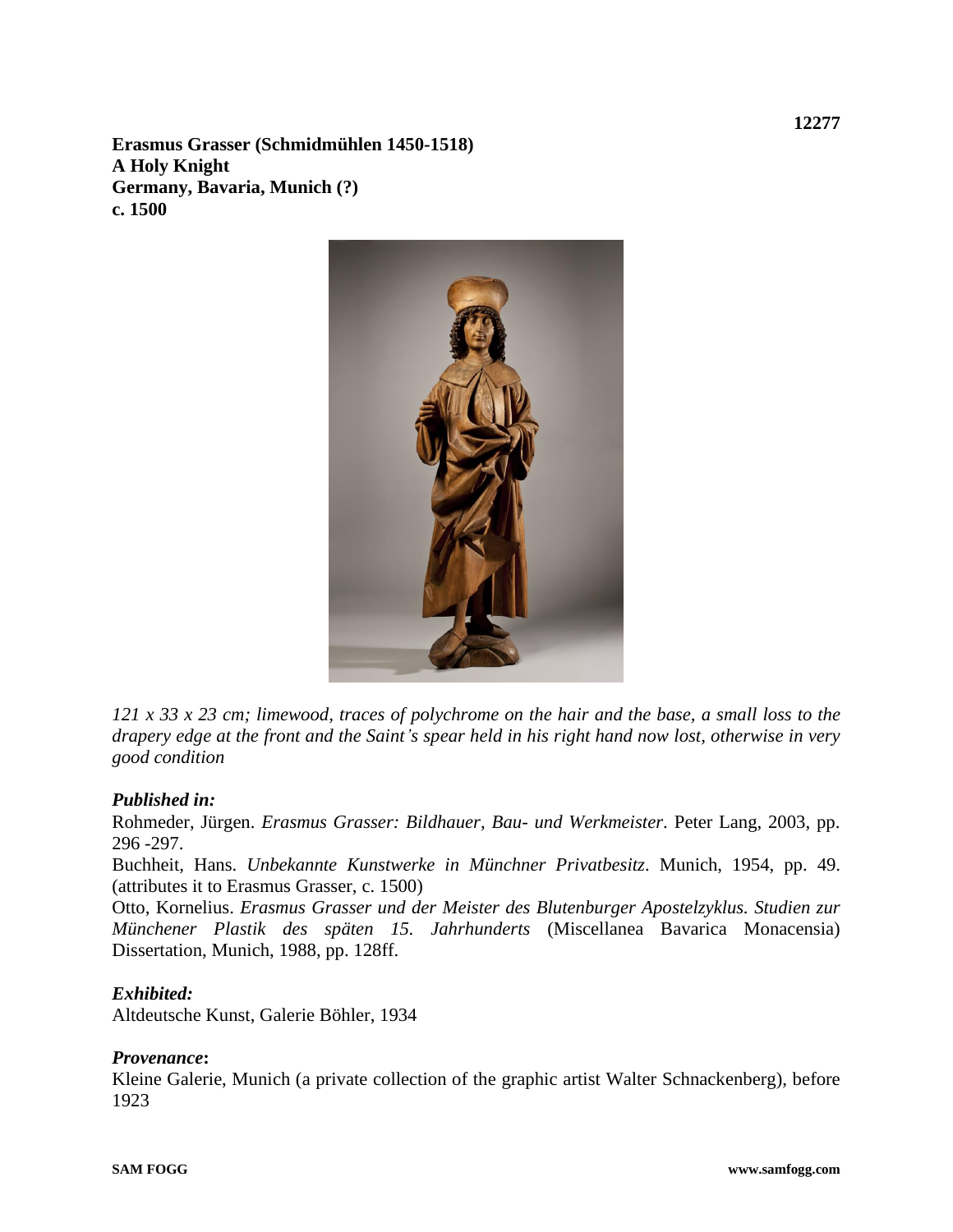12277

**Erasmus Grasser (Schmidmühlen 1450-1518)**
**A Holy Knight**
**Germany, Bavaria, Munich (?)**
**c. 1500**

*121 x 33 x 23 cm; limewood, traces of polychrome on the hair and the base, a small loss to the drapery edge at the front and the Saint's spear held in his right hand now lost, otherwise in very good condition*

***Published in:***

Rohmeder, Jürgen. *Erasmus Grasser: Bildhauer, Bau- und Werkmeister*. Peter Lang, 2003, pp. 296 -297.

Buchheit, Hans. *Unbekannte Kunstwerke in Münchner Privatbesitz*. Munich, 1954, pp. 49. (attributes it to Erasmus Grasser, c. 1500)

Otto, Kornelius. *Erasmus Grasser und der Meister des Blutenburger Apostelzyklus. Studien zur Münchener Plastik des späten 15. Jahrhunderts* (Miscellanea Bavarica Monacensia) Dissertation, Munich, 1988, pp. 128ff.

***Exhibited:***

Altdeutsche Kunst, Galerie Böhler, 1934

***Provenance*:**

Kleine Galerie, Munich (a private collection of the graphic artist Walter Schnackenberg), before 1923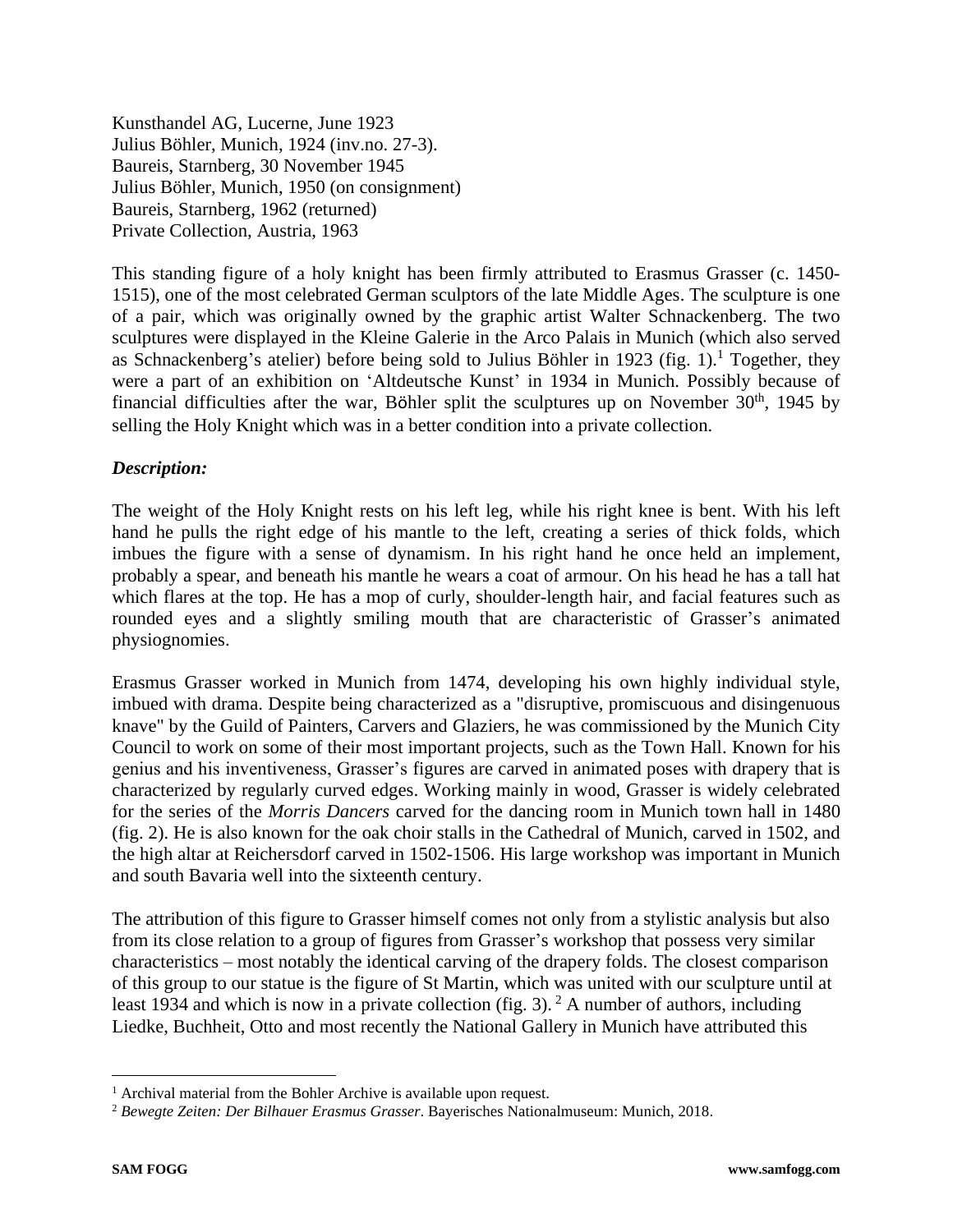Kunsthandel AG, Lucerne, June 1923
Julius Böhler, Munich, 1924 (inv.no. 27-3).
Baureis, Starnberg, 30 November 1945
Julius Böhler, Munich, 1950 (on consignment)
Baureis, Starnberg, 1962 (returned)
Private Collection, Austria, 1963

This standing figure of a holy knight has been firmly attributed to Erasmus Grasser (c. 1450-1515), one of the most celebrated German sculptors of the late Middle Ages. The sculpture is one of a pair, which was originally owned by the graphic artist Walter Schnackenberg. The two sculptures were displayed in the Kleine Galerie in the Arco Palais in Munich (which also served as Schnackenberg's atelier) before being sold to Julius Böhler in 1923 (fig. 1).[1] Together, they were a part of an exhibition on 'Altdeutsche Kunst' in 1934 in Munich. Possibly because of financial difficulties after the war, Böhler split the sculptures up on November 30th, 1945 by selling the Holy Knight which was in a better condition into a private collection.

***Description:***

The weight of the Holy Knight rests on his left leg, while his right knee is bent. With his left hand he pulls the right edge of his mantle to the left, creating a series of thick folds, which imbues the figure with a sense of dynamism. In his right hand he once held an implement, probably a spear, and beneath his mantle he wears a coat of armour. On his head he has a tall hat which flares at the top. He has a mop of curly, shoulder-length hair, and facial features such as rounded eyes and a slightly smiling mouth that are characteristic of Grasser's animated physiognomies.

Erasmus Grasser worked in Munich from 1474, developing his own highly individual style, imbued with drama. Despite being characterized as a "disruptive, promiscuous and disingenuous knave" by the Guild of Painters, Carvers and Glaziers, he was commissioned by the Munich City Council to work on some of their most important projects, such as the Town Hall. Known for his genius and his inventiveness, Grasser's figures are carved in animated poses with drapery that is characterized by regularly curved edges. Working mainly in wood, Grasser is widely celebrated for the series of the *Morris Dancers* carved for the dancing room in Munich town hall in 1480 (fig. 2). He is also known for the oak choir stalls in the Cathedral of Munich, carved in 1502, and the high altar at Reichersdorf carved in 1502-1506. His large workshop was important in Munich and south Bavaria well into the sixteenth century.

The attribution of this figure to Grasser himself comes not only from a stylistic analysis but also from its close relation to a group of figures from Grasser's workshop that possess very similar characteristics – most notably the identical carving of the drapery folds. The closest comparison of this group to our statue is the figure of St Martin, which was united with our sculpture until at least 1934 and which is now in a private collection (fig. 3).[2] A number of authors, including Liedke, Buchheit, Otto and most recently the National Gallery in Munich have attributed this

---

[1] Archival material from the Bohler Archive is available upon request.

[2] *Bewegte Zeiten: Der Bilhauer Erasmus Grasser*. Bayerisches Nationalmuseum: Munich, 2018.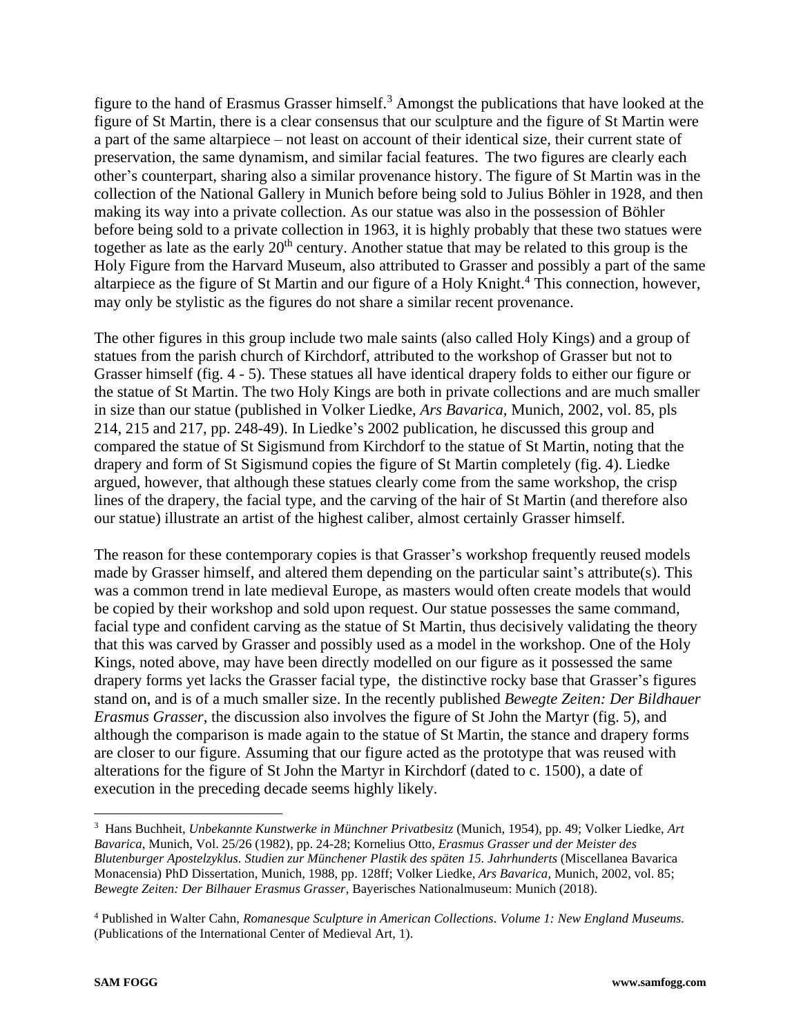figure to the hand of Erasmus Grasser himself.[3] Amongst the publications that have looked at the figure of St Martin, there is a clear consensus that our sculpture and the figure of St Martin were a part of the same altarpiece – not least on account of their identical size, their current state of preservation, the same dynamism, and similar facial features. The two figures are clearly each other's counterpart, sharing also a similar provenance history. The figure of St Martin was in the collection of the National Gallery in Munich before being sold to Julius Böhler in 1928, and then making its way into a private collection. As our statue was also in the possession of Böhler before being sold to a private collection in 1963, it is highly probably that these two statues were together as late as the early 20th century. Another statue that may be related to this group is the Holy Figure from the Harvard Museum, also attributed to Grasser and possibly a part of the same altarpiece as the figure of St Martin and our figure of a Holy Knight.[4] This connection, however, may only be stylistic as the figures do not share a similar recent provenance.

The other figures in this group include two male saints (also called Holy Kings) and a group of statues from the parish church of Kirchdorf, attributed to the workshop of Grasser but not to Grasser himself (fig. 4 - 5). These statues all have identical drapery folds to either our figure or the statue of St Martin. The two Holy Kings are both in private collections and are much smaller in size than our statue (published in Volker Liedke, *Ars Bavarica*, Munich, 2002, vol. 85, pls 214, 215 and 217, pp. 248-49). In Liedke's 2002 publication, he discussed this group and compared the statue of St Sigismund from Kirchdorf to the statue of St Martin, noting that the drapery and form of St Sigismund copies the figure of St Martin completely (fig. 4). Liedke argued, however, that although these statues clearly come from the same workshop, the crisp lines of the drapery, the facial type, and the carving of the hair of St Martin (and therefore also our statue) illustrate an artist of the highest caliber, almost certainly Grasser himself.

The reason for these contemporary copies is that Grasser's workshop frequently reused models made by Grasser himself, and altered them depending on the particular saint's attribute(s). This was a common trend in late medieval Europe, as masters would often create models that would be copied by their workshop and sold upon request. Our statue possesses the same command, facial type and confident carving as the statue of St Martin, thus decisively validating the theory that this was carved by Grasser and possibly used as a model in the workshop. One of the Holy Kings, noted above, may have been directly modelled on our figure as it possessed the same drapery forms yet lacks the Grasser facial type, the distinctive rocky base that Grasser's figures stand on, and is of a much smaller size. In the recently published *Bewegte Zeiten: Der Bildhauer Erasmus Grasser*, the discussion also involves the figure of St John the Martyr (fig. 5), and although the comparison is made again to the statue of St Martin, the stance and drapery forms are closer to our figure. Assuming that our figure acted as the prototype that was reused with alterations for the figure of St John the Martyr in Kirchdorf (dated to c. 1500), a date of execution in the preceding decade seems highly likely.

---

[3] Hans Buchheit, *Unbekannte Kunstwerke in Münchner Privatbesitz* (Munich, 1954), pp. 49; Volker Liedke, *Art Bavarica*, Munich, Vol. 25/26 (1982), pp. 24-28; Kornelius Otto, *Erasmus Grasser und der Meister des Blutenburger Apostelzyklus. Studien zur Münchener Plastik des späten 15. Jahrhunderts* (Miscellanea Bavarica Monacensia) PhD Dissertation, Munich, 1988, pp. 128ff; Volker Liedke, *Ars Bavarica*, Munich, 2002, vol. 85; *Bewegte Zeiten: Der Bilhauer Erasmus Grasser*, Bayerisches Nationalmuseum: Munich (2018).

[4] Published in Walter Cahn, *Romanesque Sculpture in American Collections. Volume 1: New England Museums.* (Publications of the International Center of Medieval Art, 1).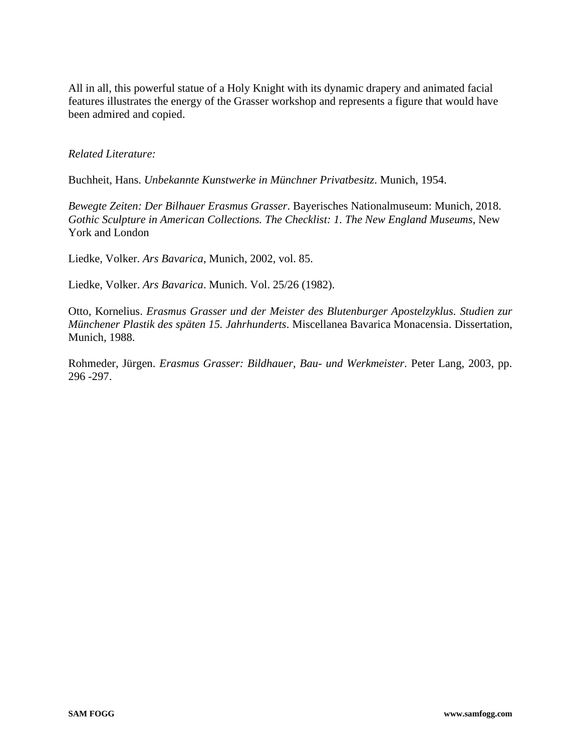All in all, this powerful statue of a Holy Knight with its dynamic drapery and animated facial features illustrates the energy of the Grasser workshop and represents a figure that would have been admired and copied.

*Related Literature:*

Buchheit, Hans. *Unbekannte Kunstwerke in Münchner Privatbesitz*. Munich, 1954.

*Bewegte Zeiten: Der Bilhauer Erasmus Grasser*. Bayerisches Nationalmuseum: Munich, 2018.
*Gothic Sculpture in American Collections. The Checklist: 1. The New England Museums*, New York and London

Liedke, Volker. *Ars Bavarica*, Munich, 2002, vol. 85.

Liedke, Volker. *Ars Bavarica*. Munich. Vol. 25/26 (1982).

Otto, Kornelius. *Erasmus Grasser und der Meister des Blutenburger Apostelzyklus. Studien zur Münchener Plastik des späten 15. Jahrhunderts*. Miscellanea Bavarica Monacensia. Dissertation, Munich, 1988.

Rohmeder, Jürgen. *Erasmus Grasser: Bildhauer, Bau- und Werkmeister*. Peter Lang, 2003, pp. 296 -297.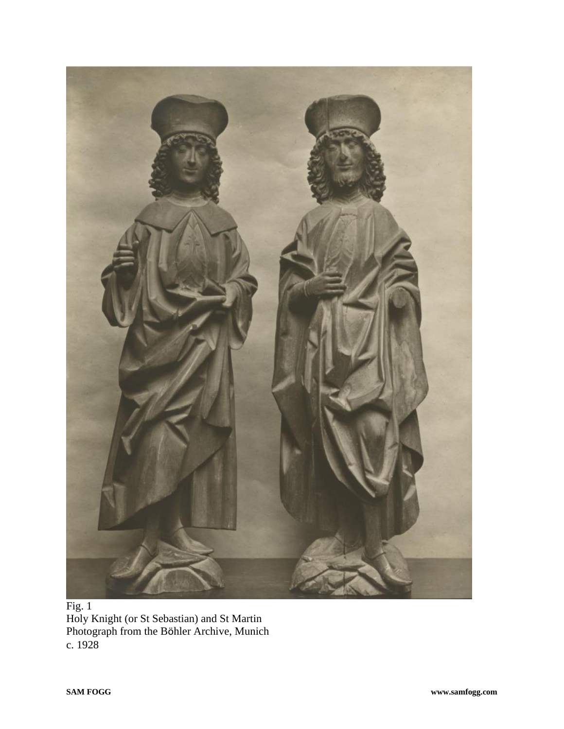Fig. 1
Holy Knight (or St Sebastian) and St Martin
Photograph from the Böhler Archive, Munich
c. 1928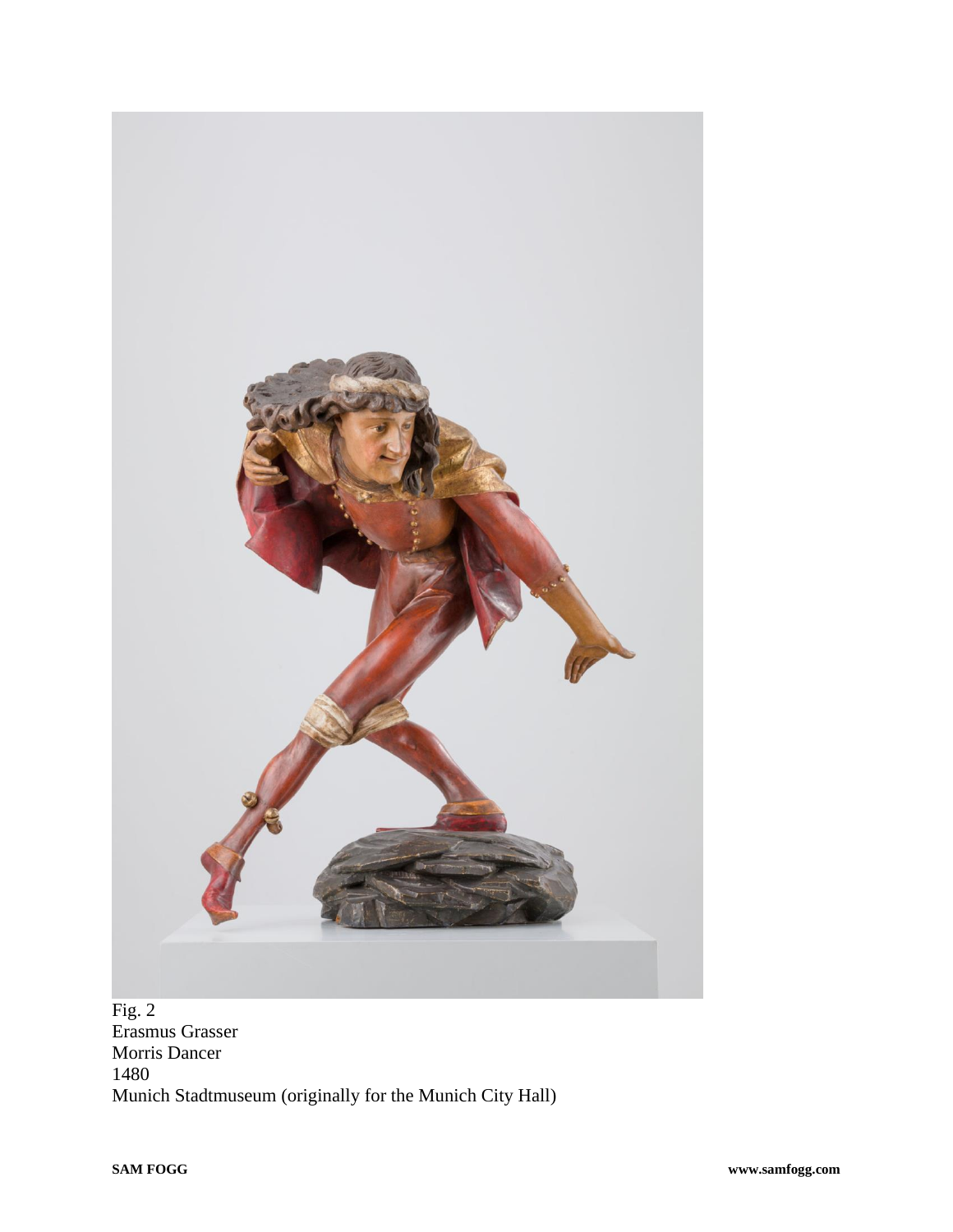Fig. 2
Erasmus Grasser
Morris Dancer
1480
Munich Stadtmuseum (originally for the Munich City Hall)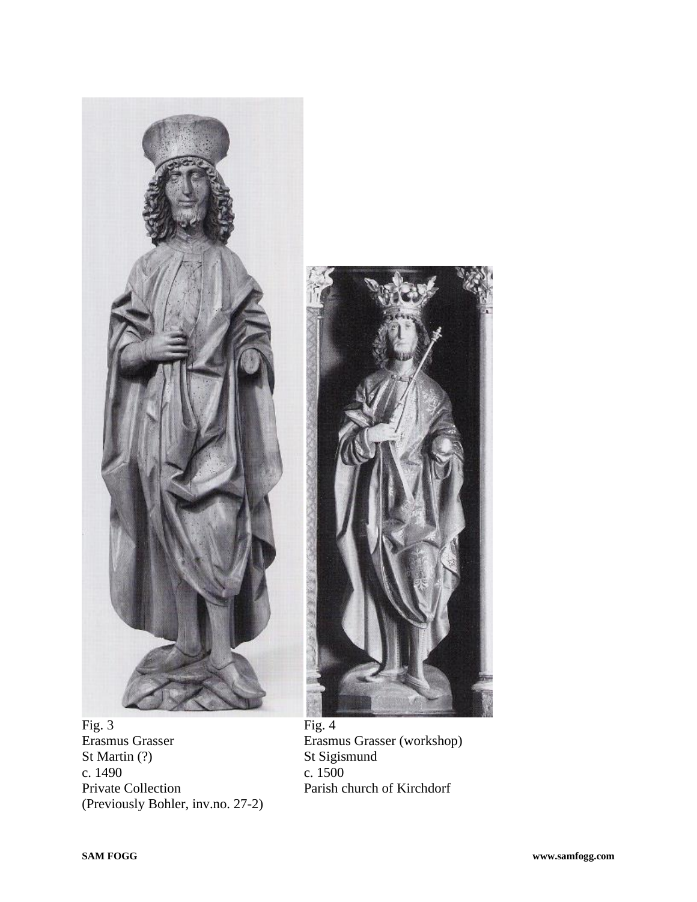Fig. 3
Erasmus Grasser
St Martin (?)
c. 1490
Private Collection
(Previously Bohler, inv.no. 27-2)

Fig. 4
Erasmus Grasser (workshop)
St Sigismund
c. 1500
Parish church of Kirchdorf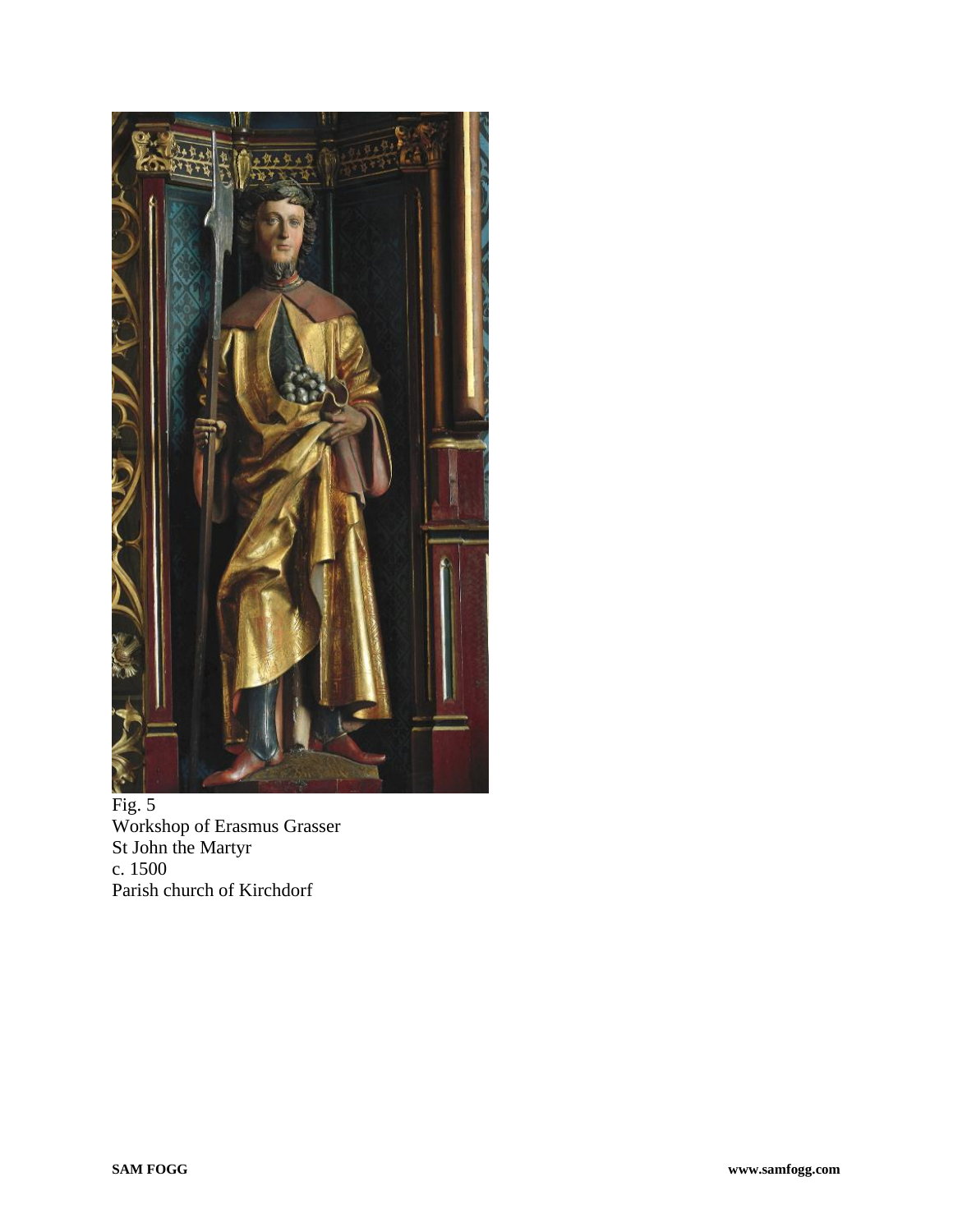Fig. 5
Workshop of Erasmus Grasser
St John the Martyr
c. 1500
Parish church of Kirchdorf